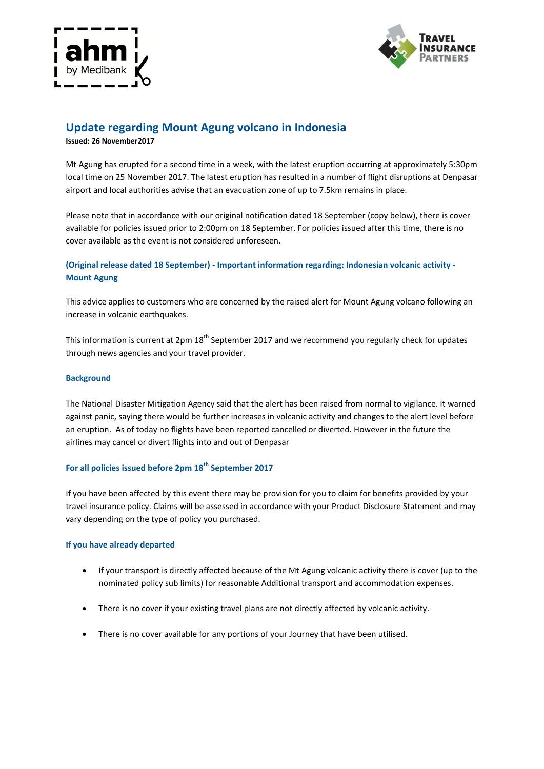## Update regarding Mount Agung volcano in Indonesia

**Issued: 26 November2017**

Mt Agung has erupted for a second time in a week, with the latest eruption occurring at approximately 5:30pm local time on 25 November 2017. The latest eruption has resulted in a number of flight disruptions at Denpasar airport and local authorities advise that an evacuation zone of up to 7.5km remains in place.

Please note that in accordance with our original notification dated 18 September (copy below), there is cover available for policies issued prior to 2:00pm on 18 September. For policies issued after this time, there is no cover available as the event is not considered unforeseen.

### (Original release dated 18 September) - Important information regarding: Indonesian volcanic activity - Mount Agung

This advice applies to customers who are concerned by the raised alert for Mount Agung volcano following an increase in volcanic earthquakes.

This information is current at 2pm 18th September 2017 and we recommend you regularly check for updates through news agencies and your travel provider.

#### Background

The National Disaster Mitigation Agency said that the alert has been raised from normal to vigilance. It warned against panic, saying there would be further increases in volcanic activity and changes to the alert level before an eruption. As of today no flights have been reported cancelled or diverted. However in the future the airlines may cancel or divert flights into and out of Denpasar

#### For all policies issued before 2pm 18th September 2017

If you have been affected by this event there may be provision for you to claim for benefits provided by your travel insurance policy. Claims will be assessed in accordance with your Product Disclosure Statement and may vary depending on the type of policy you purchased.

#### If you have already departed

- If your transport is directly affected because of the Mt Agung volcanic activity there is cover (up to the nominated policy sub limits) for reasonable Additional transport and accommodation expenses.
- There is no cover if your existing travel plans are not directly affected by volcanic activity.
- There is no cover available for any portions of your Journey that have been utilised.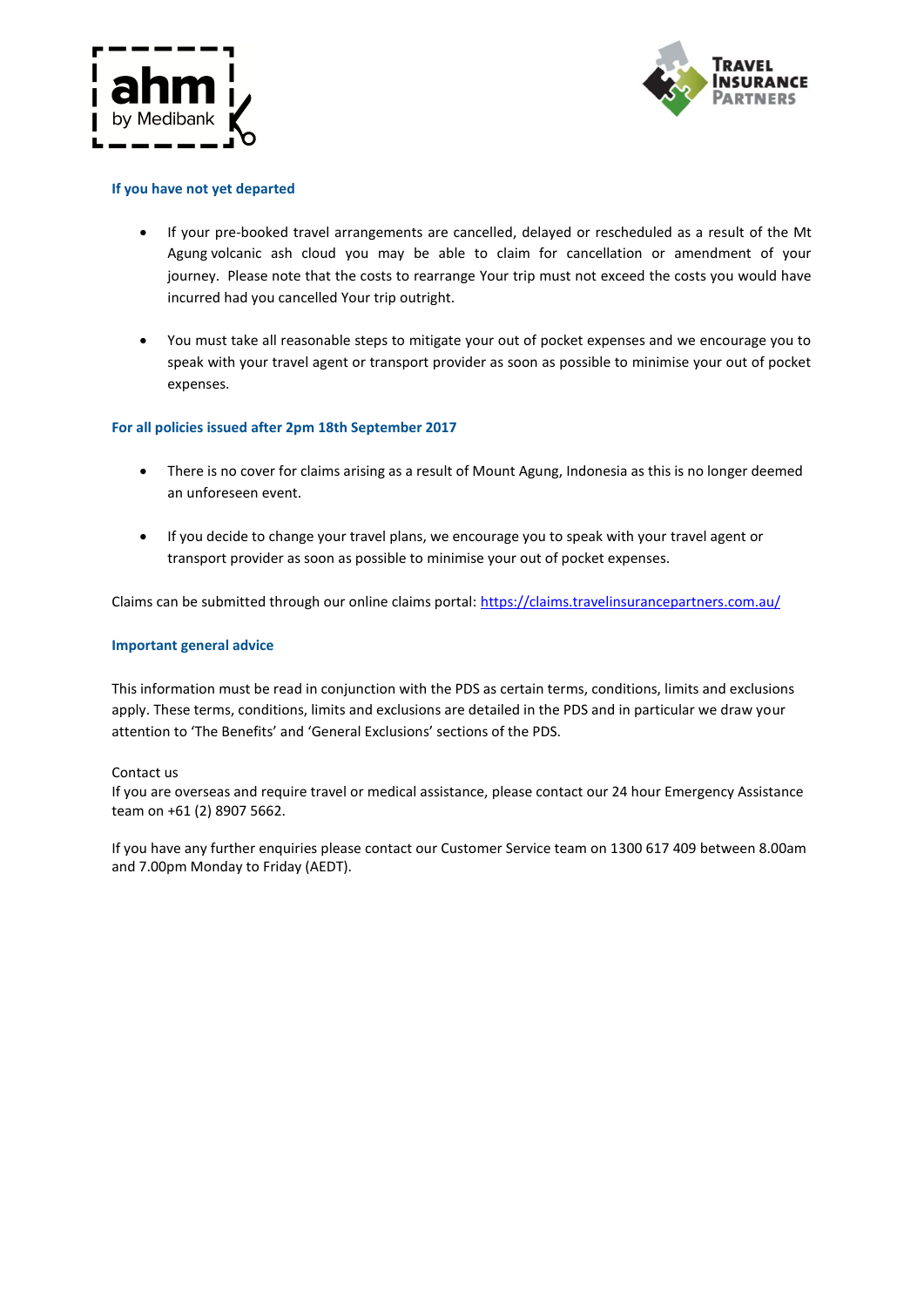### If you have not yet departed

- If your pre-booked travel arrangements are cancelled, delayed or rescheduled as a result of the Mt Agung volcanic ash cloud you may be able to claim for cancellation or amendment of your journey. Please note that the costs to rearrange Your trip must not exceed the costs you would have incurred had you cancelled Your trip outright.

- You must take all reasonable steps to mitigate your out of pocket expenses and we encourage you to speak with your travel agent or transport provider as soon as possible to minimise your out of pocket expenses.

### For all policies issued after 2pm 18th September 2017

- There is no cover for claims arising as a result of Mount Agung, Indonesia as this is no longer deemed an unforeseen event.

- If you decide to change your travel plans, we encourage you to speak with your travel agent or transport provider as soon as possible to minimise your out of pocket expenses.

Claims can be submitted through our online claims portal: https://claims.travelinsurancepartners.com.au/

### Important general advice

This information must be read in conjunction with the PDS as certain terms, conditions, limits and exclusions apply. These terms, conditions, limits and exclusions are detailed in the PDS and in particular we draw your attention to 'The Benefits' and 'General Exclusions' sections of the PDS.

Contact us
If you are overseas and require travel or medical assistance, please contact our 24 hour Emergency Assistance team on +61 (2) 8907 5662.

If you have any further enquiries please contact our Customer Service team on 1300 617 409 between 8.00am and 7.00pm Monday to Friday (AEDT).